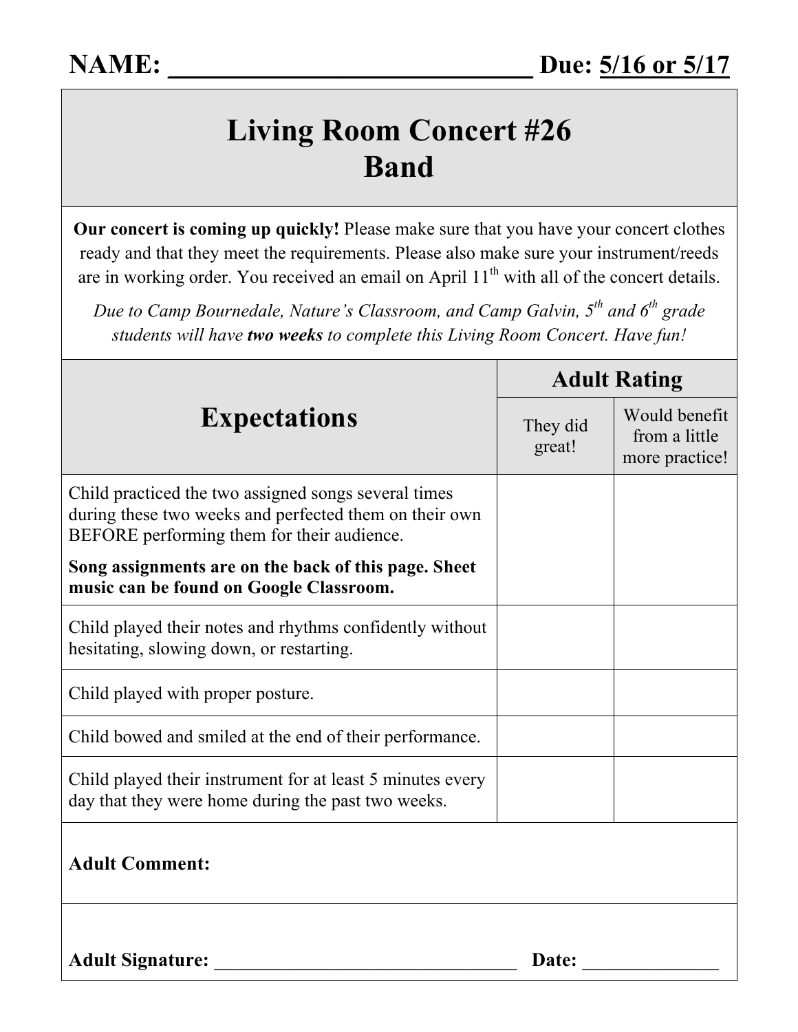**NAME: ____________________________ Due: 5/16 or 5/17**

# Living Room Concert #26
# Band

**Our concert is coming up quickly!** Please make sure that you have your concert clothes ready and that they meet the requirements. Please also make sure your instrument/reeds are in working order. You received an email on April 11th with all of the concert details.

*Due to Camp Bournedale, Nature's Classroom, and Camp Galvin, 5th and 6th grade students will have **two weeks** to complete this Living Room Concert. Have fun!*

| Expectations | Adult Rating | |
|---|---|---|
| | They did great! | Would benefit from a little more practice! |
| Child practiced the two assigned songs several times during these two weeks and perfected them on their own BEFORE performing them for their audience. **Song assignments are on the back of this page. Sheet music can be found on Google Classroom.** | | |
| Child played their notes and rhythms confidently without hesitating, slowing down, or restarting. | | |
| Child played with proper posture. | | |
| Child bowed and smiled at the end of their performance. | | |
| Child played their instrument for at least 5 minutes every day that they were home during the past two weeks. | | |

**Adult Comment:**

**Adult Signature:** _________________________________ **Date:** ______________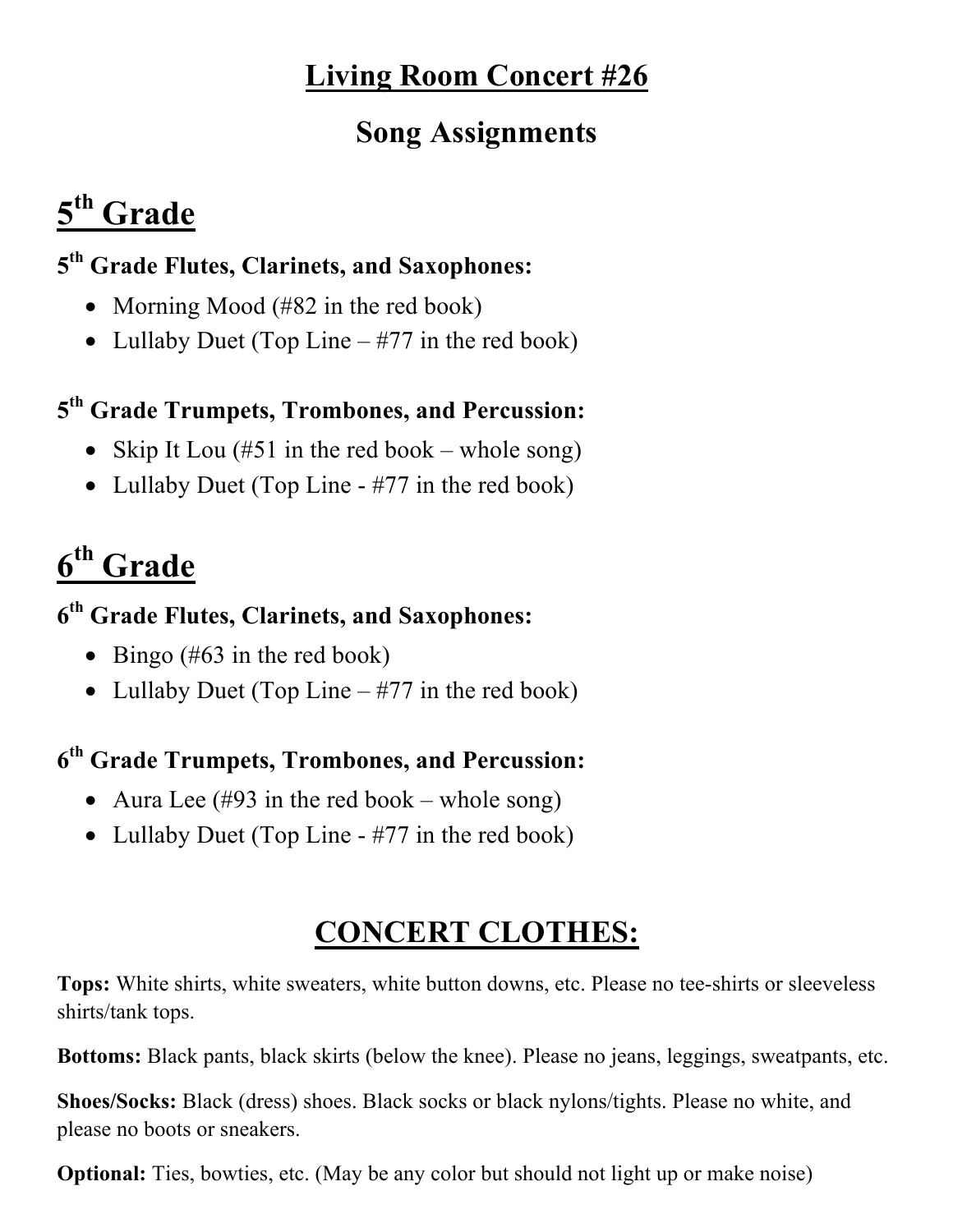# Living Room Concert #26

## Song Assignments

# 5th Grade

### 5th Grade Flutes, Clarinets, and Saxophones:

- Morning Mood (#82 in the red book)
- Lullaby Duet (Top Line – #77 in the red book)

### 5th Grade Trumpets, Trombones, and Percussion:

- Skip It Lou (#51 in the red book – whole song)
- Lullaby Duet (Top Line - #77 in the red book)

# 6th Grade

### 6th Grade Flutes, Clarinets, and Saxophones:

- Bingo (#63 in the red book)
- Lullaby Duet (Top Line – #77 in the red book)

### 6th Grade Trumpets, Trombones, and Percussion:

- Aura Lee (#93 in the red book – whole song)
- Lullaby Duet (Top Line - #77 in the red book)

## CONCERT CLOTHES:

**Tops:** White shirts, white sweaters, white button downs, etc. Please no tee-shirts or sleeveless shirts/tank tops.

**Bottoms:** Black pants, black skirts (below the knee). Please no jeans, leggings, sweatpants, etc.

**Shoes/Socks:** Black (dress) shoes. Black socks or black nylons/tights. Please no white, and please no boots or sneakers.

**Optional:** Ties, bowties, etc. (May be any color but should not light up or make noise)